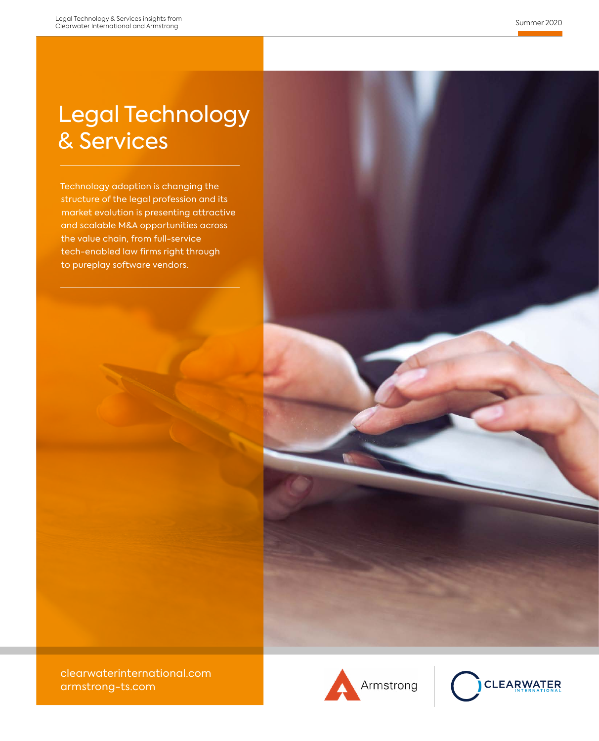Legal Technology & Services insights from Clearwater International and Armstrong

Summer 2020

# Legal Technology & Services

Technology adoption is changing the structure of the legal profession and its market evolution is presenting attractive and scalable M&A opportunities across the value chain, from full-service tech-enabled law firms right through to pureplay software vendors.

clearwaterinternational.com
armstrong-ts.com

Armstrong

CLEARWATER INTERNATIONAL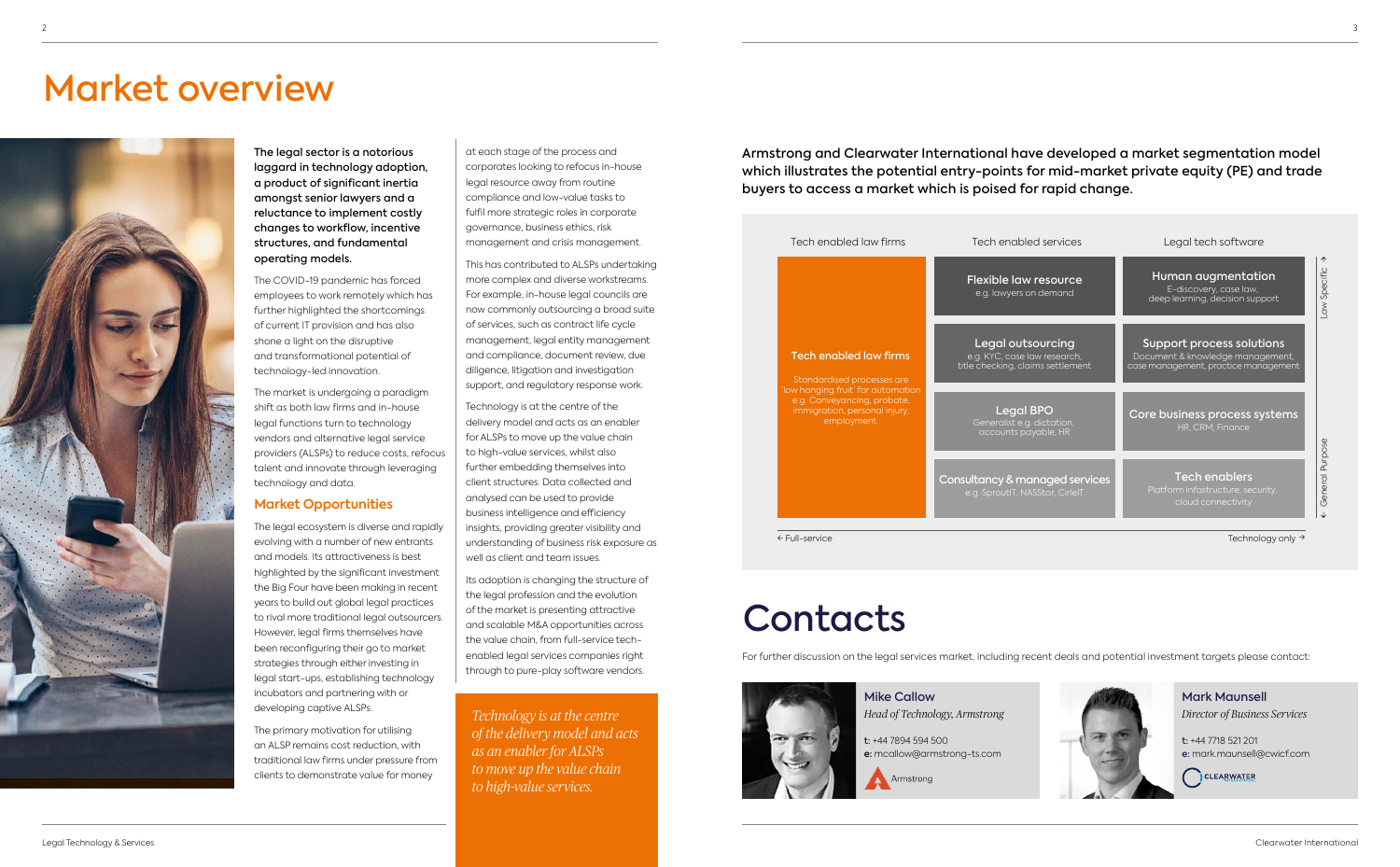# Market overview

**The legal sector is a notorious laggard in technology adoption, a product of significant inertia amongst senior lawyers and a reluctance to implement costly changes to workflow, incentive structures, and fundamental operating models.**

The COVID-19 pandemic has forced employees to work remotely which has further highlighted the shortcomings of current IT provision and has also shone a light on the disruptive and transformational potential of technology-led innovation.

The market is undergoing a paradigm shift as both law firms and in-house legal functions turn to technology vendors and alternative legal service providers (ALSPs) to reduce costs, refocus talent and innovate through leveraging technology and data.

## Market Opportunities

The legal ecosystem is diverse and rapidly evolving with a number of new entrants and models. Its attractiveness is best highlighted by the significant investment the Big Four have been making in recent years to build out global legal practices to rival more traditional legal outsourcers. However, legal firms themselves have been reconfiguring their go to market strategies through either investing in legal start-ups, establishing technology incubators and partnering with or developing captive ALSPs.

The primary motivation for utilising an ALSP remains cost reduction, with traditional law firms under pressure from clients to demonstrate value for money at each stage of the process and corporates looking to refocus in-house legal resource away from routine compliance and low-value tasks to fulfil more strategic roles in corporate governance, business ethics, risk management and crisis management.

This has contributed to ALSPs undertaking more complex and diverse workstreams. For example, in-house legal councils are now commonly outsourcing a broad suite of services, such as contract life cycle management, legal entity management and compliance, document review, due diligence, litigation and investigation support, and regulatory response work.

Technology is at the centre of the delivery model and acts as an enabler for ALSPs to move up the value chain to high-value services, whilst also further embedding themselves into client structures. Data collected and analysed can be used to provide business intelligence and efficiency insights, providing greater visibility and understanding of business risk exposure as well as client and team issues.

Its adoption is changing the structure of the legal profession and the evolution of the market is presenting attractive and scalable M&A opportunities across the value chain, from full-service tech-enabled legal services companies right through to pure-play software vendors.

*Technology is at the centre of the delivery model and acts as an enabler for ALSPs to move up the value chain to high-value services.*

**Armstrong and Clearwater International have developed a market segmentation model which illustrates the potential entry-points for mid-market private equity (PE) and trade buyers to access a market which is poised for rapid change.**

| Tech enabled law firms | Tech enabled services | Legal tech software |
|---|---|---|
| **Tech enabled law firms** Standardised processes are 'low hanging fruit' for automation e.g. Conveyancing, probate, immigration, personal injury, employment | **Flexible law resource** e.g. lawyers on demand | **Human augmentation** E-discovery, case law, deep learning, decision support |
| | **Legal outsourcing** e.g. KYC, case law research, title checking, claims settlement | **Support process solutions** Document & knowledge management, case management, practice management |
| | **Legal BPO** Generalist e.g. dictation, accounts payable, HR | **Core business process systems** HR, CRM, Finance |
| | **Consultancy & managed services** e.g. SproutIT, NASStar, CirleIT | **Tech enablers** Platform infastructure, security, cloud connectivity |

← Full-service — Technology only →

Law Specific ↑ — ↓ General Purpose

# Contacts

For further discussion on the legal services market, including recent deals and potential investment targets please contact:

**Mike Callow**
*Head of Technology, Armstrong*
**t:** +44 7894 594 500
**e:** mcallow@armstrong-ts.com
Armstrong

**Mark Maunsell**
*Director of Business Services*
**t:** +44 7718 521 201
**e:** mark.maunsell@cwicf.com
CLEARWATER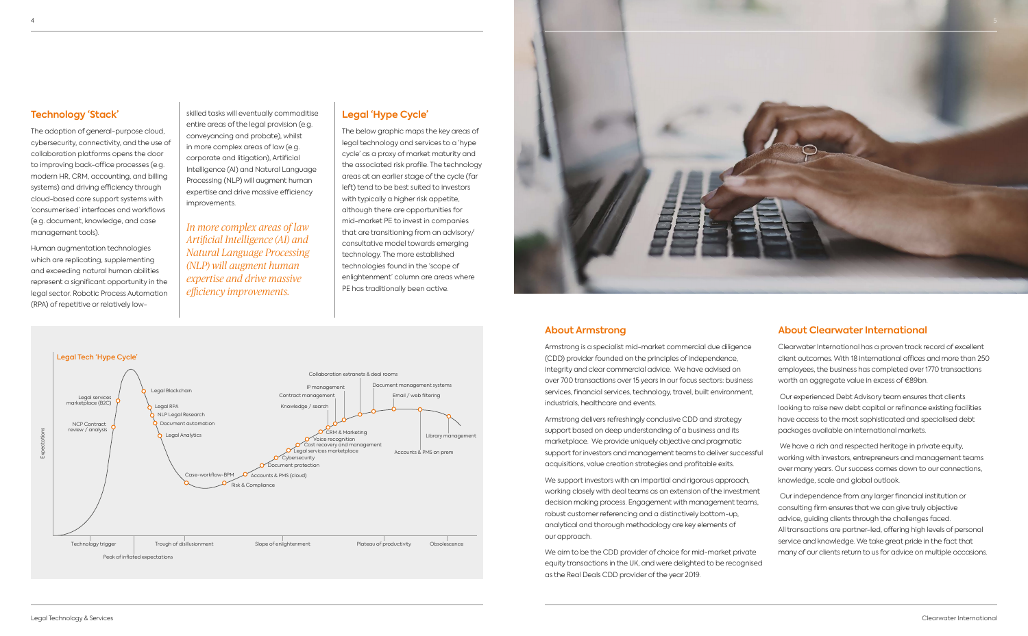## Technology 'Stack'

The adoption of general-purpose cloud, cybersecurity, connectivity, and the use of collaboration platforms opens the door to improving back-office processes (e.g. modern HR, CRM, accounting, and billing systems) and driving efficiency through cloud-based core support systems with 'consumerised' interfaces and workflows (e.g. document, knowledge, and case management tools).

Human augmentation technologies which are replicating, supplementing and exceeding natural human abilities represent a significant opportunity in the legal sector. Robotic Process Automation (RPA) of repetitive or relatively low-skilled tasks will eventually commoditise entire areas of the legal provision (e.g. conveyancing and probate), whilst in more complex areas of law (e.g. corporate and litigation), Artificial Intelligence (AI) and Natural Language Processing (NLP) will augment human expertise and drive massive efficiency improvements.

*In more complex areas of law Artificial Intelligence (AI) and Natural Language Processing (NLP) will augment human expertise and drive massive efficiency improvements.*

## Legal 'Hype Cycle'

The below graphic maps the key areas of legal technology and services to a 'hype cycle' as a proxy of market maturity and the associated risk profile. The technology areas at an earlier stage of the cycle (far left) tend to be best suited to investors with typically a higher risk appetite, although there are opportunities for mid-market PE to invest in companies that are transitioning from an advisory/consultative model towards emerging technology. The more established technologies found in the 'scope of enlightenment' column are areas where PE has traditionally been active.

**Legal Tech 'Hype Cycle'**

Expectations

- Technology trigger: NCP Contract review / analysis; Legal services marketplace (B2C)
- Peak of inflated expectations: Legal Blockchain; Legal RPA; NLP Legal Research; Document automation; Legal Analytics
- Trough of disillusionment: Case-workflow-BPM; Risk & Compliance; Accounts & PMS (cloud)
- Slope of enlightenment: Document protection; Cybersecurity; Legal services marketplace; Cost recovery and management; Voice recognition; CRM & Marketing; Knowledge / search; Contract management; IP management; Collaboration extranets & deal rooms
- Plateau of productivity: Document management systems; Email / web filtering; Accounts & PMS on prem
- Obsolescence: Library management

## About Armstrong

Armstrong is a specialist mid-market commercial due diligence (CDD) provider founded on the principles of independence, integrity and clear commercial advice. We have advised on over 700 transactions over 15 years in our focus sectors: business services, financial services, technology, travel, built environment, industrials, healthcare and events.

Armstrong delivers refreshingly conclusive CDD and strategy support based on deep understanding of a business and its marketplace. We provide uniquely objective and pragmatic support for investors and management teams to deliver successful acquisitions, value creation strategies and profitable exits.

We support investors with an impartial and rigorous approach, working closely with deal teams as an extension of the investment decision making process. Engagement with management teams, robust customer referencing and a distinctively bottom-up, analytical and thorough methodology are key elements of our approach.

We aim to be the CDD provider of choice for mid-market private equity transactions in the UK, and were delighted to be recognised as the Real Deals CDD provider of the year 2019.

## About Clearwater International

Clearwater International has a proven track record of excellent client outcomes. With 18 international offices and more than 250 employees, the business has completed over 1770 transactions worth an aggregate value in excess of €89bn.

Our experienced Debt Advisory team ensures that clients looking to raise new debt capital or refinance existing facilities have access to the most sophisticated and specialised debt packages available on international markets.

We have a rich and respected heritage in private equity, working with investors, entrepreneurs and management teams over many years. Our success comes down to our connections, knowledge, scale and global outlook.

Our independence from any larger financial institution or consulting firm ensures that we can give truly objective advice, guiding clients through the challenges faced. All transactions are partner-led, offering high levels of personal service and knowledge. We take great pride in the fact that many of our clients return to us for advice on multiple occasions.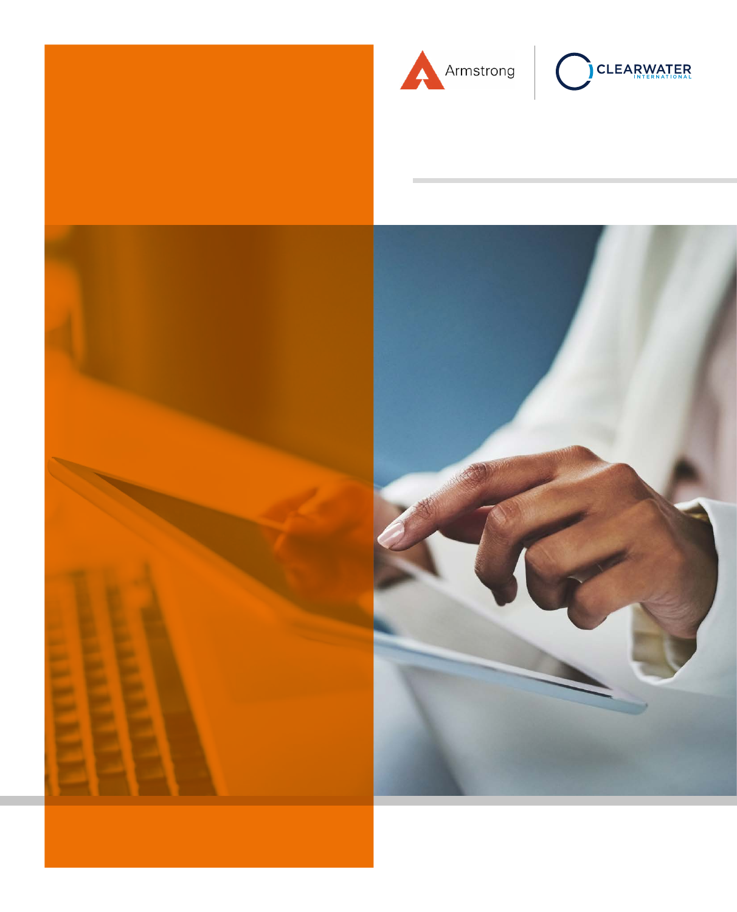Armstrong

CLEARWATER INTERNATIONAL